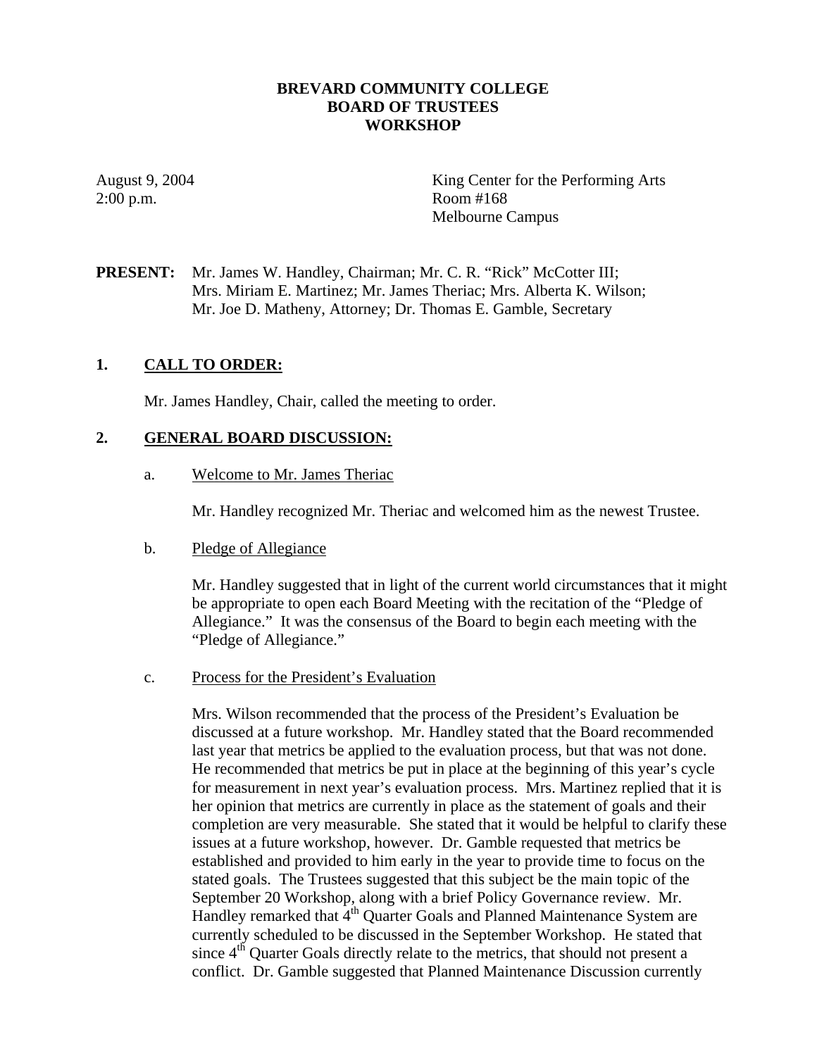# BREVARD COMMUNITY COLLEGE
## BOARD OF TRUSTEES
## WORKSHOP

August 9, 2004
2:00 p.m.

King Center for the Performing Arts
Room #168
Melbourne Campus

**PRESENT:** Mr. James W. Handley, Chairman; Mr. C. R. "Rick" McCotter III; Mrs. Miriam E. Martinez; Mr. James Theriac; Mrs. Alberta K. Wilson; Mr. Joe D. Matheny, Attorney; Dr. Thomas E. Gamble, Secretary

### 1. CALL TO ORDER:

Mr. James Handley, Chair, called the meeting to order.

### 2. GENERAL BOARD DISCUSSION:

a. Welcome to Mr. James Theriac

Mr. Handley recognized Mr. Theriac and welcomed him as the newest Trustee.

b. Pledge of Allegiance

Mr. Handley suggested that in light of the current world circumstances that it might be appropriate to open each Board Meeting with the recitation of the "Pledge of Allegiance." It was the consensus of the Board to begin each meeting with the "Pledge of Allegiance."

c. Process for the President's Evaluation

Mrs. Wilson recommended that the process of the President's Evaluation be discussed at a future workshop. Mr. Handley stated that the Board recommended last year that metrics be applied to the evaluation process, but that was not done. He recommended that metrics be put in place at the beginning of this year's cycle for measurement in next year's evaluation process. Mrs. Martinez replied that it is her opinion that metrics are currently in place as the statement of goals and their completion are very measurable. She stated that it would be helpful to clarify these issues at a future workshop, however. Dr. Gamble requested that metrics be established and provided to him early in the year to provide time to focus on the stated goals. The Trustees suggested that this subject be the main topic of the September 20 Workshop, along with a brief Policy Governance review. Mr. Handley remarked that 4th Quarter Goals and Planned Maintenance System are currently scheduled to be discussed in the September Workshop. He stated that since 4th Quarter Goals directly relate to the metrics, that should not present a conflict. Dr. Gamble suggested that Planned Maintenance Discussion currently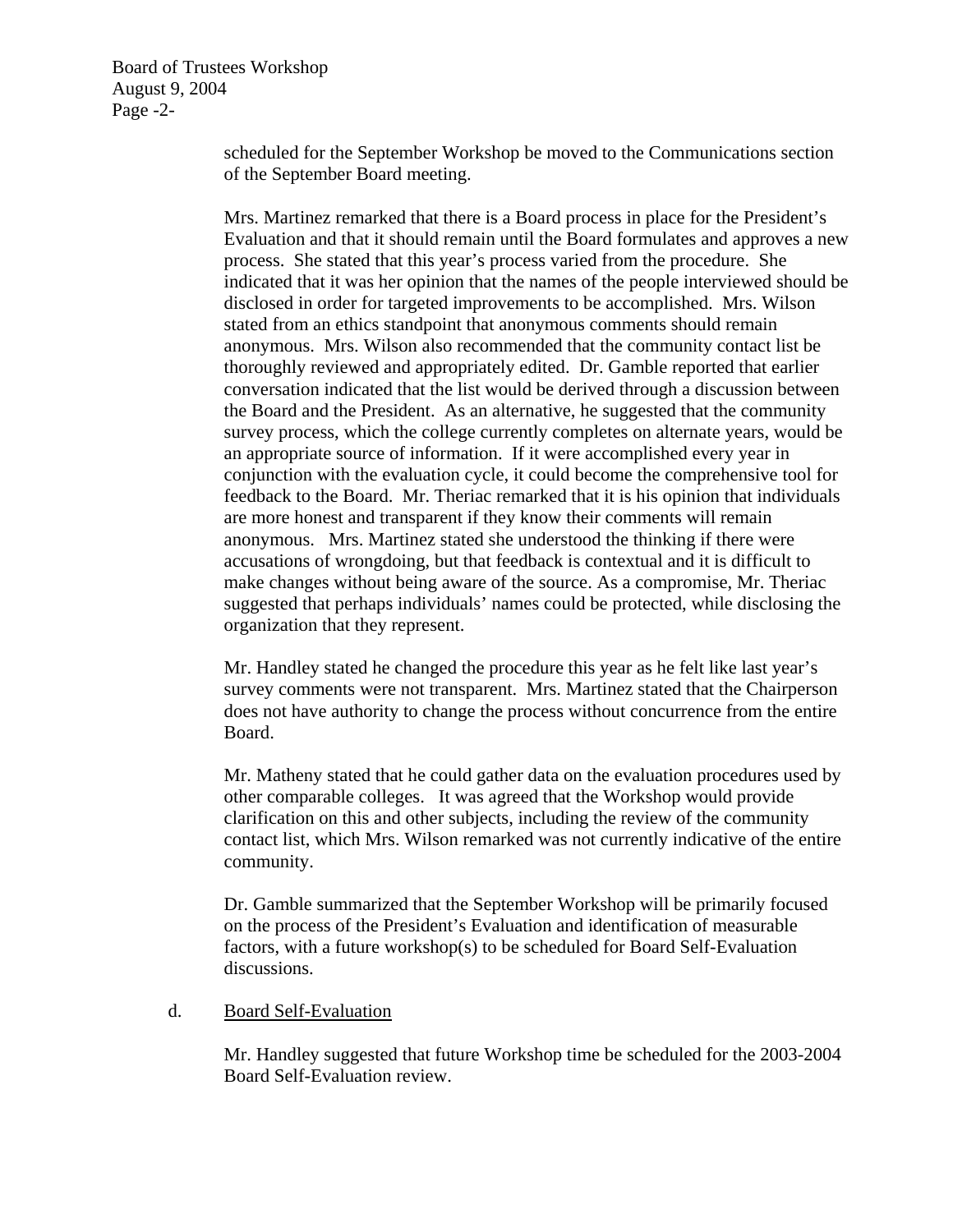scheduled for the September Workshop be moved to the Communications section of the September Board meeting.

Mrs. Martinez remarked that there is a Board process in place for the President's Evaluation and that it should remain until the Board formulates and approves a new process. She stated that this year's process varied from the procedure. She indicated that it was her opinion that the names of the people interviewed should be disclosed in order for targeted improvements to be accomplished. Mrs. Wilson stated from an ethics standpoint that anonymous comments should remain anonymous. Mrs. Wilson also recommended that the community contact list be thoroughly reviewed and appropriately edited. Dr. Gamble reported that earlier conversation indicated that the list would be derived through a discussion between the Board and the President. As an alternative, he suggested that the community survey process, which the college currently completes on alternate years, would be an appropriate source of information. If it were accomplished every year in conjunction with the evaluation cycle, it could become the comprehensive tool for feedback to the Board. Mr. Theriac remarked that it is his opinion that individuals are more honest and transparent if they know their comments will remain anonymous. Mrs. Martinez stated she understood the thinking if there were accusations of wrongdoing, but that feedback is contextual and it is difficult to make changes without being aware of the source. As a compromise, Mr. Theriac suggested that perhaps individuals' names could be protected, while disclosing the organization that they represent.

Mr. Handley stated he changed the procedure this year as he felt like last year's survey comments were not transparent. Mrs. Martinez stated that the Chairperson does not have authority to change the process without concurrence from the entire Board.

Mr. Matheny stated that he could gather data on the evaluation procedures used by other comparable colleges. It was agreed that the Workshop would provide clarification on this and other subjects, including the review of the community contact list, which Mrs. Wilson remarked was not currently indicative of the entire community.

Dr. Gamble summarized that the September Workshop will be primarily focused on the process of the President's Evaluation and identification of measurable factors, with a future workshop(s) to be scheduled for Board Self-Evaluation discussions.

d. Board Self-Evaluation

Mr. Handley suggested that future Workshop time be scheduled for the 2003-2004 Board Self-Evaluation review.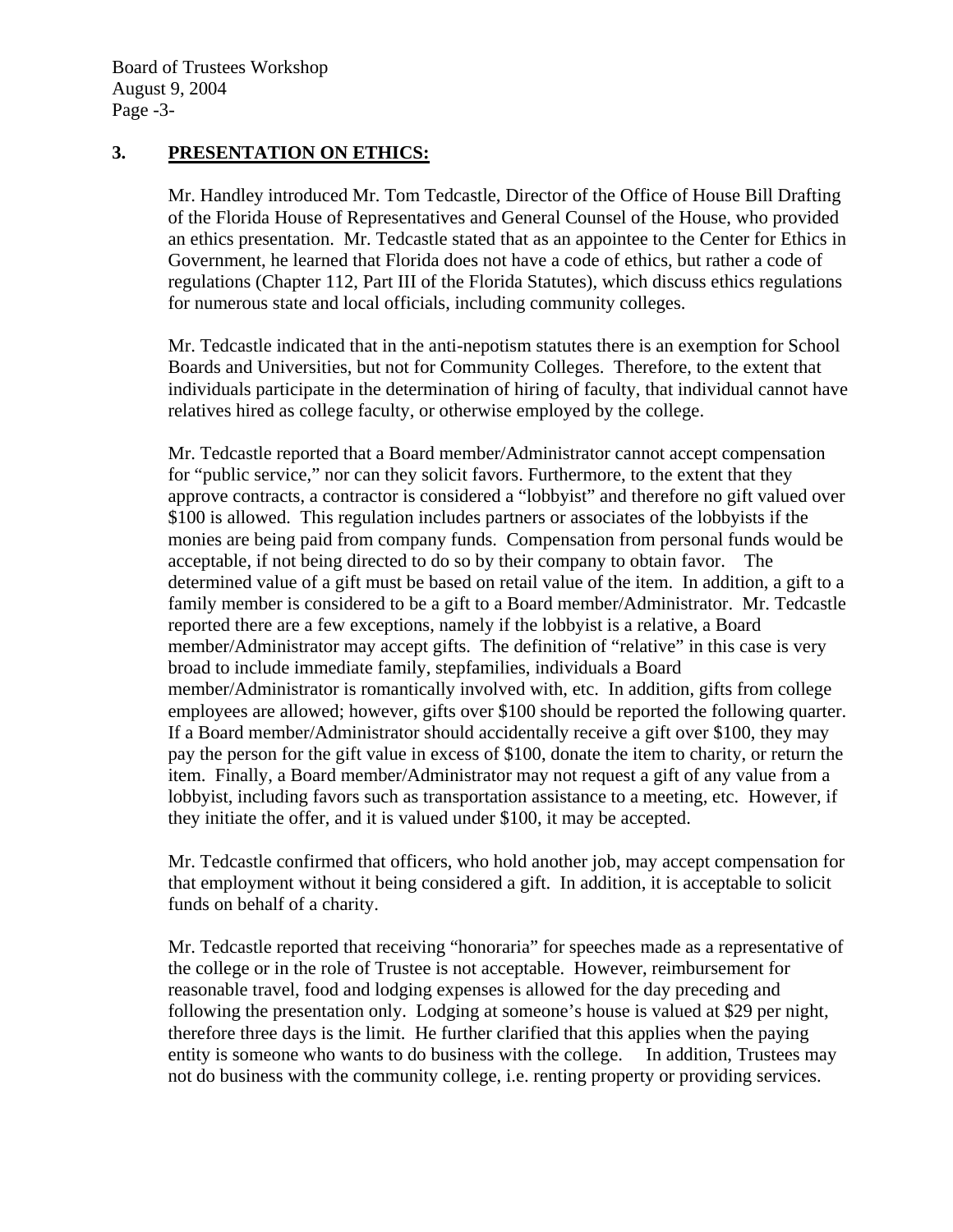## 3. PRESENTATION ON ETHICS:

Mr. Handley introduced Mr. Tom Tedcastle, Director of the Office of House Bill Drafting of the Florida House of Representatives and General Counsel of the House, who provided an ethics presentation. Mr. Tedcastle stated that as an appointee to the Center for Ethics in Government, he learned that Florida does not have a code of ethics, but rather a code of regulations (Chapter 112, Part III of the Florida Statutes), which discuss ethics regulations for numerous state and local officials, including community colleges.

Mr. Tedcastle indicated that in the anti-nepotism statutes there is an exemption for School Boards and Universities, but not for Community Colleges. Therefore, to the extent that individuals participate in the determination of hiring of faculty, that individual cannot have relatives hired as college faculty, or otherwise employed by the college.

Mr. Tedcastle reported that a Board member/Administrator cannot accept compensation for "public service," nor can they solicit favors. Furthermore, to the extent that they approve contracts, a contractor is considered a "lobbyist" and therefore no gift valued over \$100 is allowed. This regulation includes partners or associates of the lobbyists if the monies are being paid from company funds. Compensation from personal funds would be acceptable, if not being directed to do so by their company to obtain favor. The determined value of a gift must be based on retail value of the item. In addition, a gift to a family member is considered to be a gift to a Board member/Administrator. Mr. Tedcastle reported there are a few exceptions, namely if the lobbyist is a relative, a Board member/Administrator may accept gifts. The definition of "relative" in this case is very broad to include immediate family, stepfamilies, individuals a Board member/Administrator is romantically involved with, etc. In addition, gifts from college employees are allowed; however, gifts over \$100 should be reported the following quarter. If a Board member/Administrator should accidentally receive a gift over \$100, they may pay the person for the gift value in excess of \$100, donate the item to charity, or return the item. Finally, a Board member/Administrator may not request a gift of any value from a lobbyist, including favors such as transportation assistance to a meeting, etc. However, if they initiate the offer, and it is valued under \$100, it may be accepted.

Mr. Tedcastle confirmed that officers, who hold another job, may accept compensation for that employment without it being considered a gift. In addition, it is acceptable to solicit funds on behalf of a charity.

Mr. Tedcastle reported that receiving "honoraria" for speeches made as a representative of the college or in the role of Trustee is not acceptable. However, reimbursement for reasonable travel, food and lodging expenses is allowed for the day preceding and following the presentation only. Lodging at someone's house is valued at \$29 per night, therefore three days is the limit. He further clarified that this applies when the paying entity is someone who wants to do business with the college. In addition, Trustees may not do business with the community college, i.e. renting property or providing services.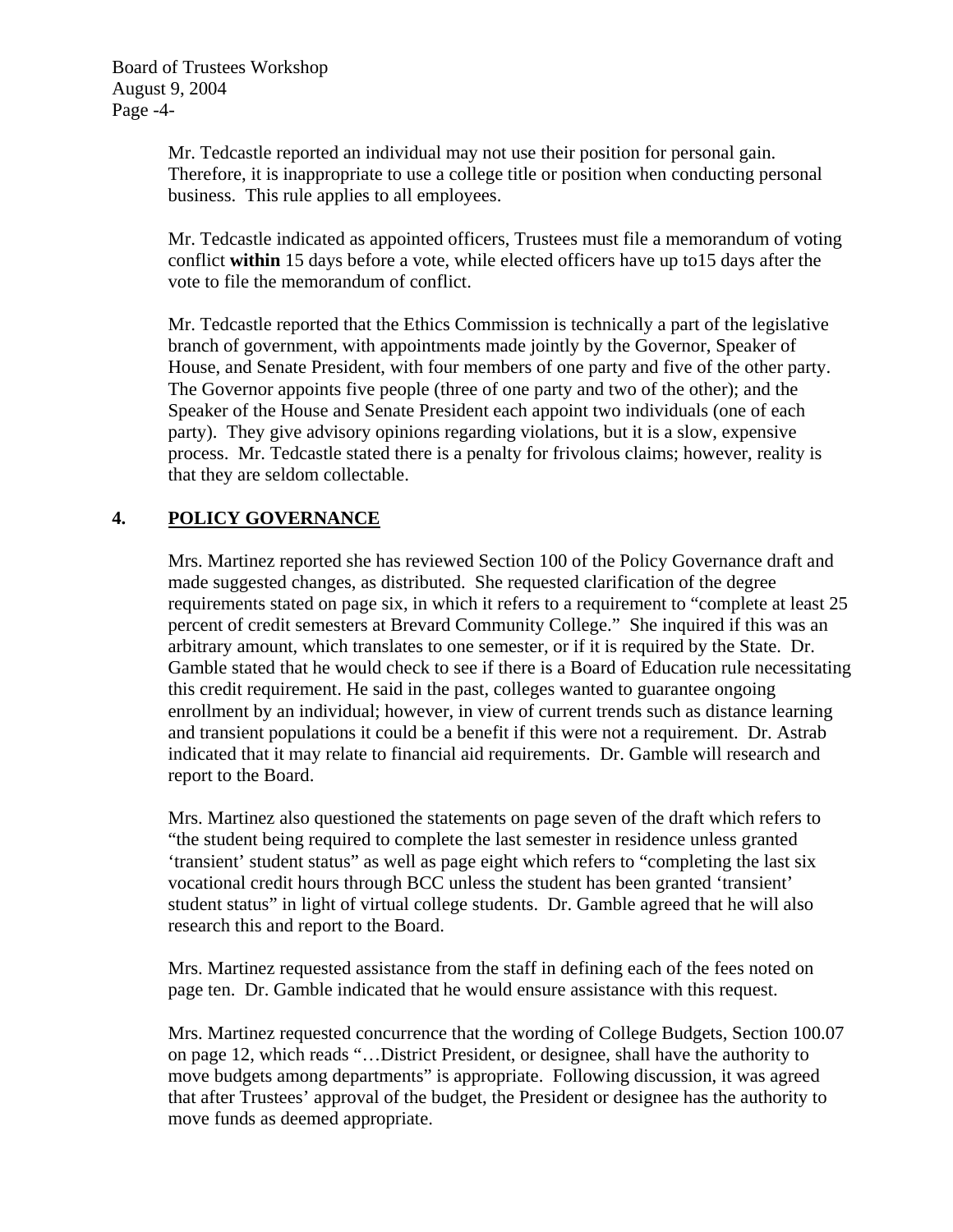Mr. Tedcastle reported an individual may not use their position for personal gain. Therefore, it is inappropriate to use a college title or position when conducting personal business. This rule applies to all employees.

Mr. Tedcastle indicated as appointed officers, Trustees must file a memorandum of voting conflict **within** 15 days before a vote, while elected officers have up to15 days after the vote to file the memorandum of conflict.

Mr. Tedcastle reported that the Ethics Commission is technically a part of the legislative branch of government, with appointments made jointly by the Governor, Speaker of House, and Senate President, with four members of one party and five of the other party. The Governor appoints five people (three of one party and two of the other); and the Speaker of the House and Senate President each appoint two individuals (one of each party). They give advisory opinions regarding violations, but it is a slow, expensive process. Mr. Tedcastle stated there is a penalty for frivolous claims; however, reality is that they are seldom collectable.

## 4. POLICY GOVERNANCE

Mrs. Martinez reported she has reviewed Section 100 of the Policy Governance draft and made suggested changes, as distributed. She requested clarification of the degree requirements stated on page six, in which it refers to a requirement to "complete at least 25 percent of credit semesters at Brevard Community College." She inquired if this was an arbitrary amount, which translates to one semester, or if it is required by the State. Dr. Gamble stated that he would check to see if there is a Board of Education rule necessitating this credit requirement. He said in the past, colleges wanted to guarantee ongoing enrollment by an individual; however, in view of current trends such as distance learning and transient populations it could be a benefit if this were not a requirement. Dr. Astrab indicated that it may relate to financial aid requirements. Dr. Gamble will research and report to the Board.

Mrs. Martinez also questioned the statements on page seven of the draft which refers to "the student being required to complete the last semester in residence unless granted 'transient' student status" as well as page eight which refers to "completing the last six vocational credit hours through BCC unless the student has been granted 'transient' student status" in light of virtual college students. Dr. Gamble agreed that he will also research this and report to the Board.

Mrs. Martinez requested assistance from the staff in defining each of the fees noted on page ten. Dr. Gamble indicated that he would ensure assistance with this request.

Mrs. Martinez requested concurrence that the wording of College Budgets, Section 100.07 on page 12, which reads "…District President, or designee, shall have the authority to move budgets among departments" is appropriate. Following discussion, it was agreed that after Trustees' approval of the budget, the President or designee has the authority to move funds as deemed appropriate.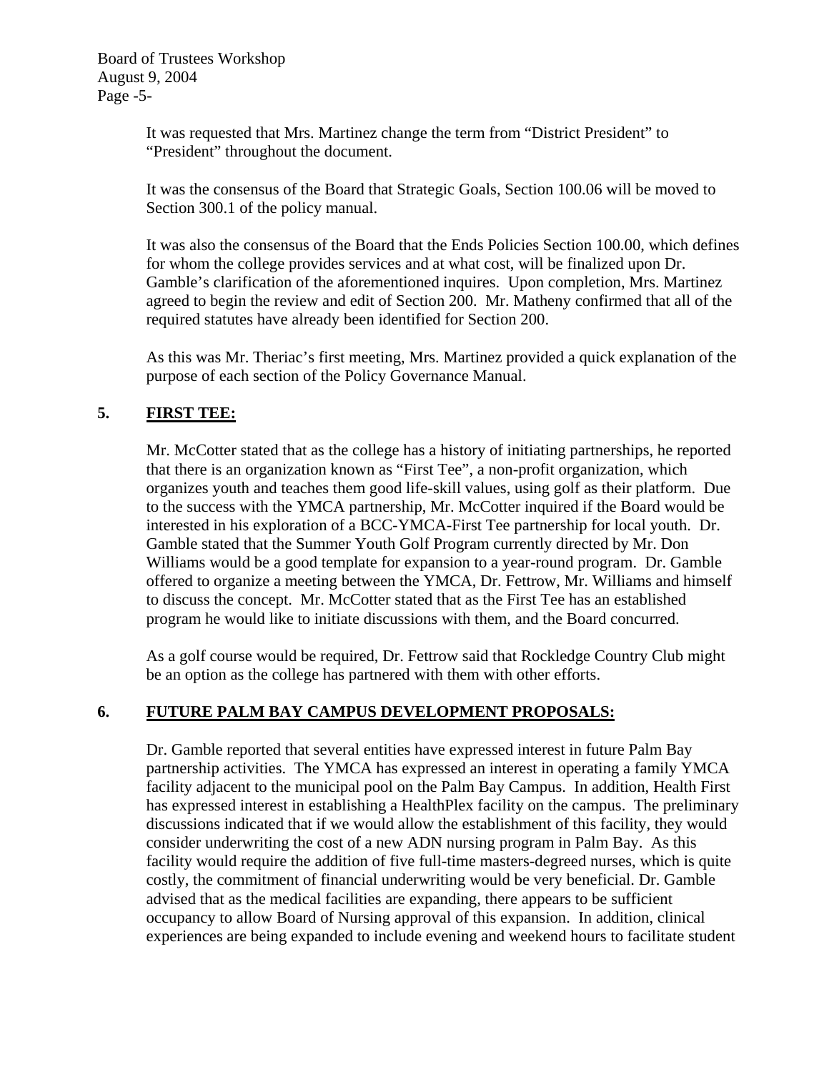It was requested that Mrs. Martinez change the term from "District President" to "President" throughout the document.

It was the consensus of the Board that Strategic Goals, Section 100.06 will be moved to Section 300.1 of the policy manual.

It was also the consensus of the Board that the Ends Policies Section 100.00, which defines for whom the college provides services and at what cost, will be finalized upon Dr. Gamble's clarification of the aforementioned inquires. Upon completion, Mrs. Martinez agreed to begin the review and edit of Section 200. Mr. Matheny confirmed that all of the required statutes have already been identified for Section 200.

As this was Mr. Theriac's first meeting, Mrs. Martinez provided a quick explanation of the purpose of each section of the Policy Governance Manual.

## 5. FIRST TEE:

Mr. McCotter stated that as the college has a history of initiating partnerships, he reported that there is an organization known as "First Tee", a non-profit organization, which organizes youth and teaches them good life-skill values, using golf as their platform. Due to the success with the YMCA partnership, Mr. McCotter inquired if the Board would be interested in his exploration of a BCC-YMCA-First Tee partnership for local youth. Dr. Gamble stated that the Summer Youth Golf Program currently directed by Mr. Don Williams would be a good template for expansion to a year-round program. Dr. Gamble offered to organize a meeting between the YMCA, Dr. Fettrow, Mr. Williams and himself to discuss the concept. Mr. McCotter stated that as the First Tee has an established program he would like to initiate discussions with them, and the Board concurred.

As a golf course would be required, Dr. Fettrow said that Rockledge Country Club might be an option as the college has partnered with them with other efforts.

## 6. FUTURE PALM BAY CAMPUS DEVELOPMENT PROPOSALS:

Dr. Gamble reported that several entities have expressed interest in future Palm Bay partnership activities. The YMCA has expressed an interest in operating a family YMCA facility adjacent to the municipal pool on the Palm Bay Campus. In addition, Health First has expressed interest in establishing a HealthPlex facility on the campus. The preliminary discussions indicated that if we would allow the establishment of this facility, they would consider underwriting the cost of a new ADN nursing program in Palm Bay. As this facility would require the addition of five full-time masters-degreed nurses, which is quite costly, the commitment of financial underwriting would be very beneficial. Dr. Gamble advised that as the medical facilities are expanding, there appears to be sufficient occupancy to allow Board of Nursing approval of this expansion. In addition, clinical experiences are being expanded to include evening and weekend hours to facilitate student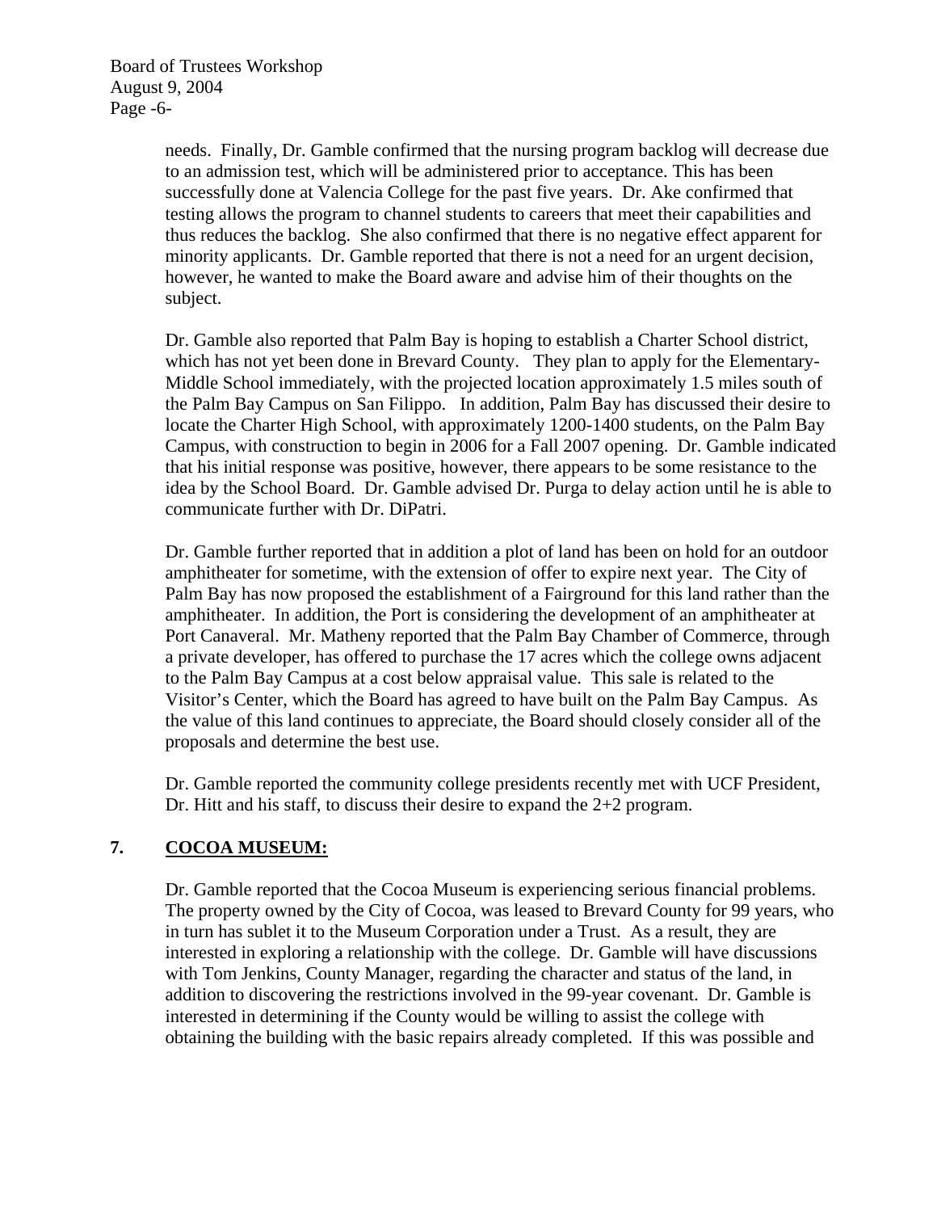needs. Finally, Dr. Gamble confirmed that the nursing program backlog will decrease due to an admission test, which will be administered prior to acceptance. This has been successfully done at Valencia College for the past five years. Dr. Ake confirmed that testing allows the program to channel students to careers that meet their capabilities and thus reduces the backlog. She also confirmed that there is no negative effect apparent for minority applicants. Dr. Gamble reported that there is not a need for an urgent decision, however, he wanted to make the Board aware and advise him of their thoughts on the subject.

Dr. Gamble also reported that Palm Bay is hoping to establish a Charter School district, which has not yet been done in Brevard County. They plan to apply for the Elementary-Middle School immediately, with the projected location approximately 1.5 miles south of the Palm Bay Campus on San Filippo. In addition, Palm Bay has discussed their desire to locate the Charter High School, with approximately 1200-1400 students, on the Palm Bay Campus, with construction to begin in 2006 for a Fall 2007 opening. Dr. Gamble indicated that his initial response was positive, however, there appears to be some resistance to the idea by the School Board. Dr. Gamble advised Dr. Purga to delay action until he is able to communicate further with Dr. DiPatri.

Dr. Gamble further reported that in addition a plot of land has been on hold for an outdoor amphitheater for sometime, with the extension of offer to expire next year. The City of Palm Bay has now proposed the establishment of a Fairground for this land rather than the amphitheater. In addition, the Port is considering the development of an amphitheater at Port Canaveral. Mr. Matheny reported that the Palm Bay Chamber of Commerce, through a private developer, has offered to purchase the 17 acres which the college owns adjacent to the Palm Bay Campus at a cost below appraisal value. This sale is related to the Visitor's Center, which the Board has agreed to have built on the Palm Bay Campus. As the value of this land continues to appreciate, the Board should closely consider all of the proposals and determine the best use.

Dr. Gamble reported the community college presidents recently met with UCF President, Dr. Hitt and his staff, to discuss their desire to expand the 2+2 program.

## 7. **COCOA MUSEUM:**

Dr. Gamble reported that the Cocoa Museum is experiencing serious financial problems. The property owned by the City of Cocoa, was leased to Brevard County for 99 years, who in turn has sublet it to the Museum Corporation under a Trust. As a result, they are interested in exploring a relationship with the college. Dr. Gamble will have discussions with Tom Jenkins, County Manager, regarding the character and status of the land, in addition to discovering the restrictions involved in the 99-year covenant. Dr. Gamble is interested in determining if the County would be willing to assist the college with obtaining the building with the basic repairs already completed. If this was possible and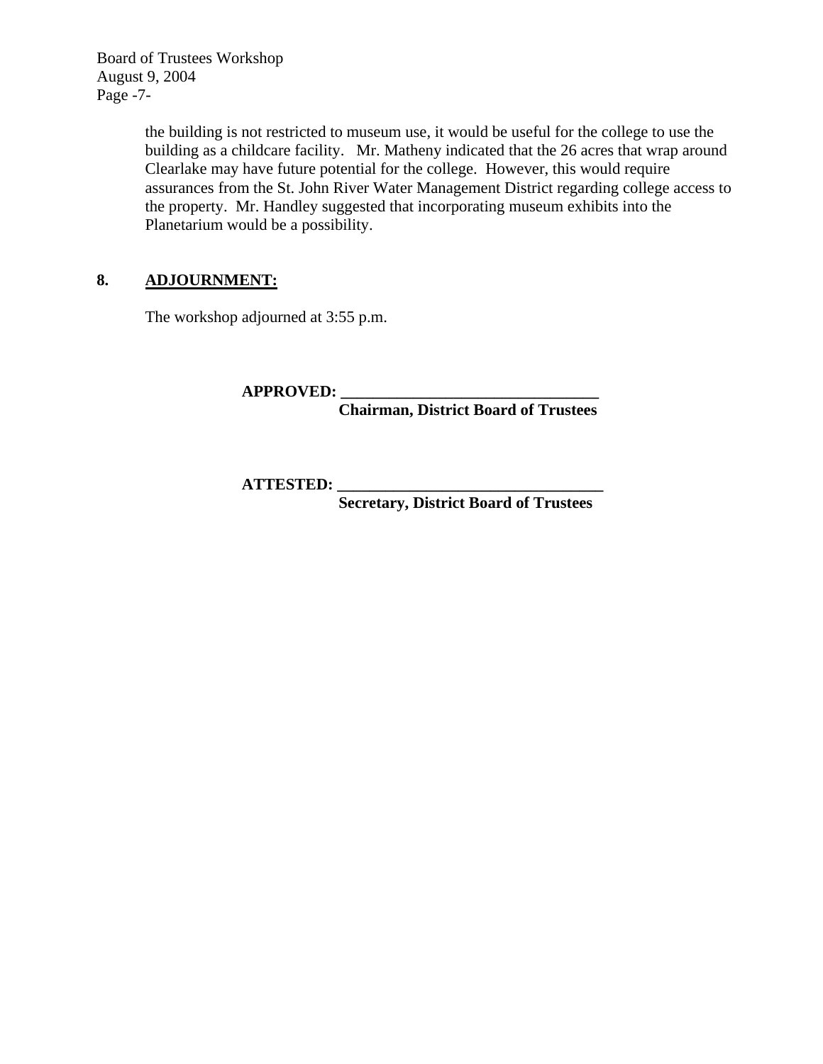the building is not restricted to museum use, it would be useful for the college to use the building as a childcare facility. Mr. Matheny indicated that the 26 acres that wrap around Clearlake may have future potential for the college. However, this would require assurances from the St. John River Water Management District regarding college access to the property. Mr. Handley suggested that incorporating museum exhibits into the Planetarium would be a possibility.

**8. ADJOURNMENT:**

The workshop adjourned at 3:55 p.m.

**APPROVED: ________________________________**
**Chairman, District Board of Trustees**

**ATTESTED: ________________________________**
**Secretary, District Board of Trustees**